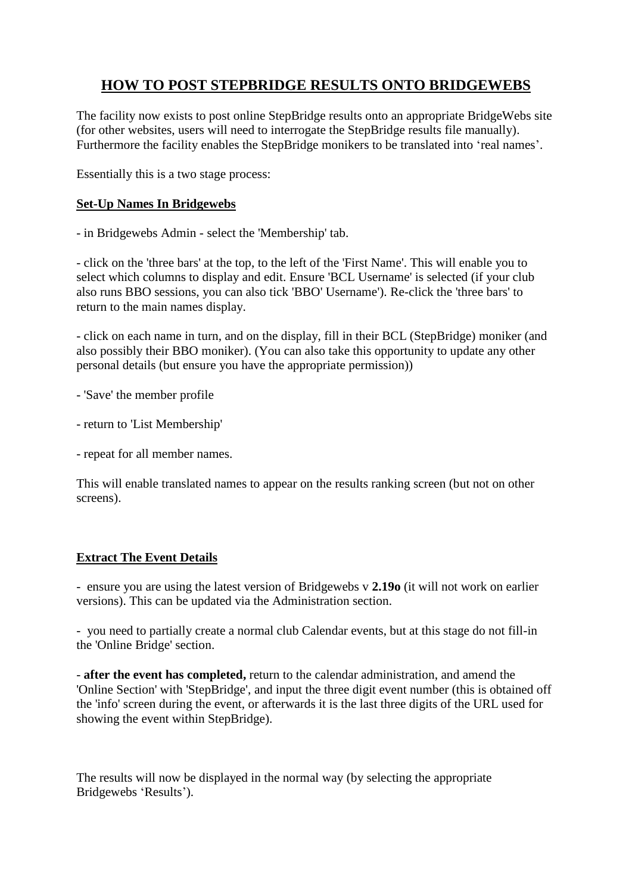# HOW TO POST STEPBRIDGE RESULTS ONTO BRIDGEWEBS

The facility now exists to post online StepBridge results onto an appropriate BridgeWebs site (for other websites, users will need to interrogate the StepBridge results file manually). Furthermore the facility enables the StepBridge monikers to be translated into 'real names'.

Essentially this is a two stage process:

## Set-Up Names In Bridgewebs

- in Bridgewebs Admin - select the 'Membership' tab.

- click on the 'three bars' at the top, to the left of the 'First Name'. This will enable you to select which columns to display and edit. Ensure 'BCL Username' is selected (if your club also runs BBO sessions, you can also tick 'BBO' Username'). Re-click the 'three bars' to return to the main names display.

- click on each name in turn, and on the display, fill in their BCL (StepBridge) moniker (and also possibly their BBO moniker). (You can also take this opportunity to update any other personal details (but ensure you have the appropriate permission))

- 'Save' the member profile

- return to 'List Membership'

- repeat for all member names.

This will enable translated names to appear on the results ranking screen (but not on other screens).

## Extract The Event Details

- ensure you are using the latest version of Bridgewebs v **2.19o** (it will not work on earlier versions). This can be updated via the Administration section.

- you need to partially create a normal club Calendar events, but at this stage do not fill-in the 'Online Bridge' section.

- **after the event has completed,** return to the calendar administration, and amend the 'Online Section' with 'StepBridge', and input the three digit event number (this is obtained off the 'info' screen during the event, or afterwards it is the last three digits of the URL used for showing the event within StepBridge).

The results will now be displayed in the normal way (by selecting the appropriate Bridgewebs 'Results').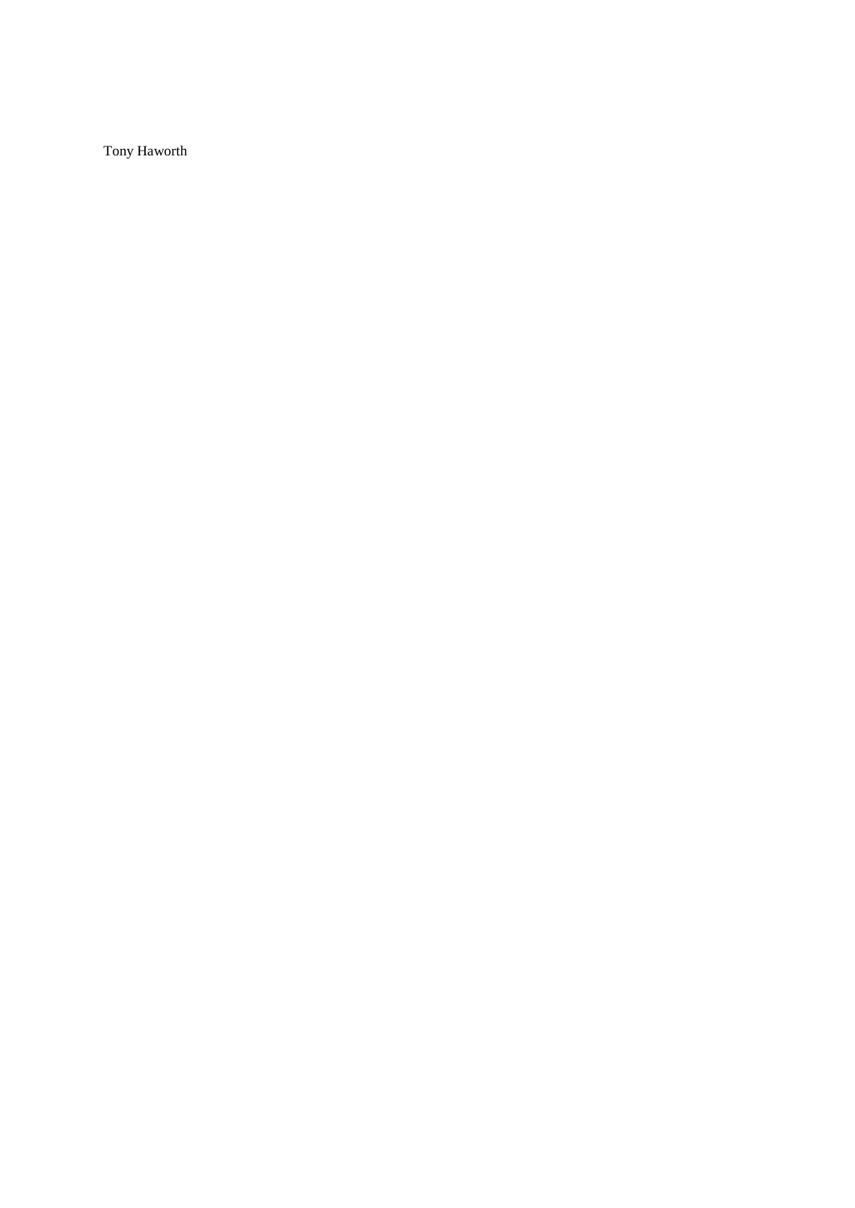Tony Haworth